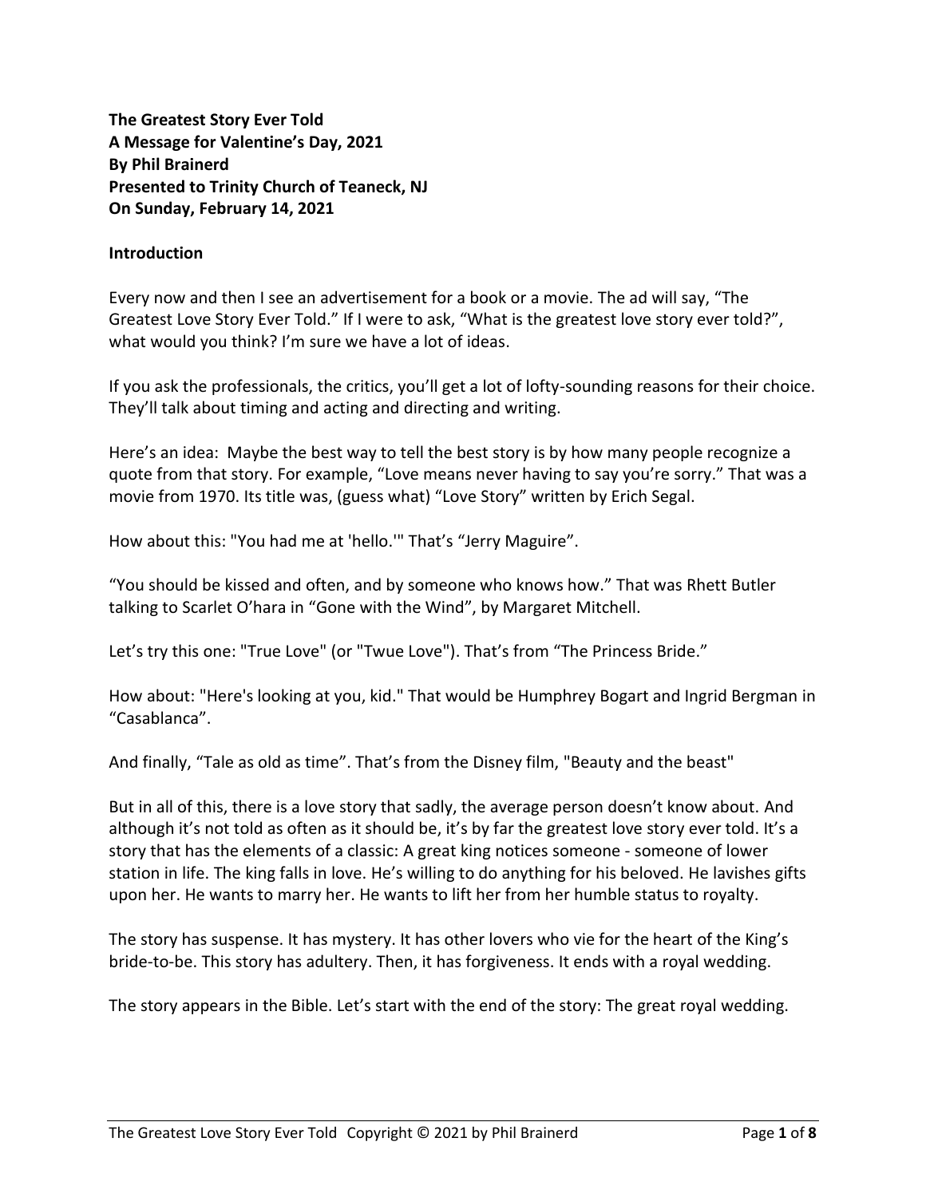**The Greatest Story Ever Told**
**A Message for Valentine's Day, 2021**
**By Phil Brainerd**
**Presented to Trinity Church of Teaneck, NJ**
**On Sunday, February 14, 2021**

## Introduction

Every now and then I see an advertisement for a book or a movie. The ad will say, "The Greatest Love Story Ever Told." If I were to ask, "What is the greatest love story ever told?", what would you think? I'm sure we have a lot of ideas.

If you ask the professionals, the critics, you'll get a lot of lofty-sounding reasons for their choice. They'll talk about timing and acting and directing and writing.

Here's an idea: Maybe the best way to tell the best story is by how many people recognize a quote from that story. For example, "Love means never having to say you're sorry." That was a movie from 1970. Its title was, (guess what) "Love Story" written by Erich Segal.

How about this: "You had me at 'hello.'" That's "Jerry Maguire".

"You should be kissed and often, and by someone who knows how." That was Rhett Butler talking to Scarlet O'hara in "Gone with the Wind", by Margaret Mitchell.

Let's try this one: "True Love" (or "Twue Love"). That's from "The Princess Bride."

How about: "Here's looking at you, kid." That would be Humphrey Bogart and Ingrid Bergman in "Casablanca".

And finally, "Tale as old as time". That's from the Disney film, "Beauty and the beast"

But in all of this, there is a love story that sadly, the average person doesn't know about. And although it's not told as often as it should be, it's by far the greatest love story ever told. It's a story that has the elements of a classic: A great king notices someone - someone of lower station in life. The king falls in love. He's willing to do anything for his beloved. He lavishes gifts upon her. He wants to marry her. He wants to lift her from her humble status to royalty.

The story has suspense. It has mystery. It has other lovers who vie for the heart of the King's bride-to-be. This story has adultery. Then, it has forgiveness. It ends with a royal wedding.

The story appears in the Bible. Let's start with the end of the story: The great royal wedding.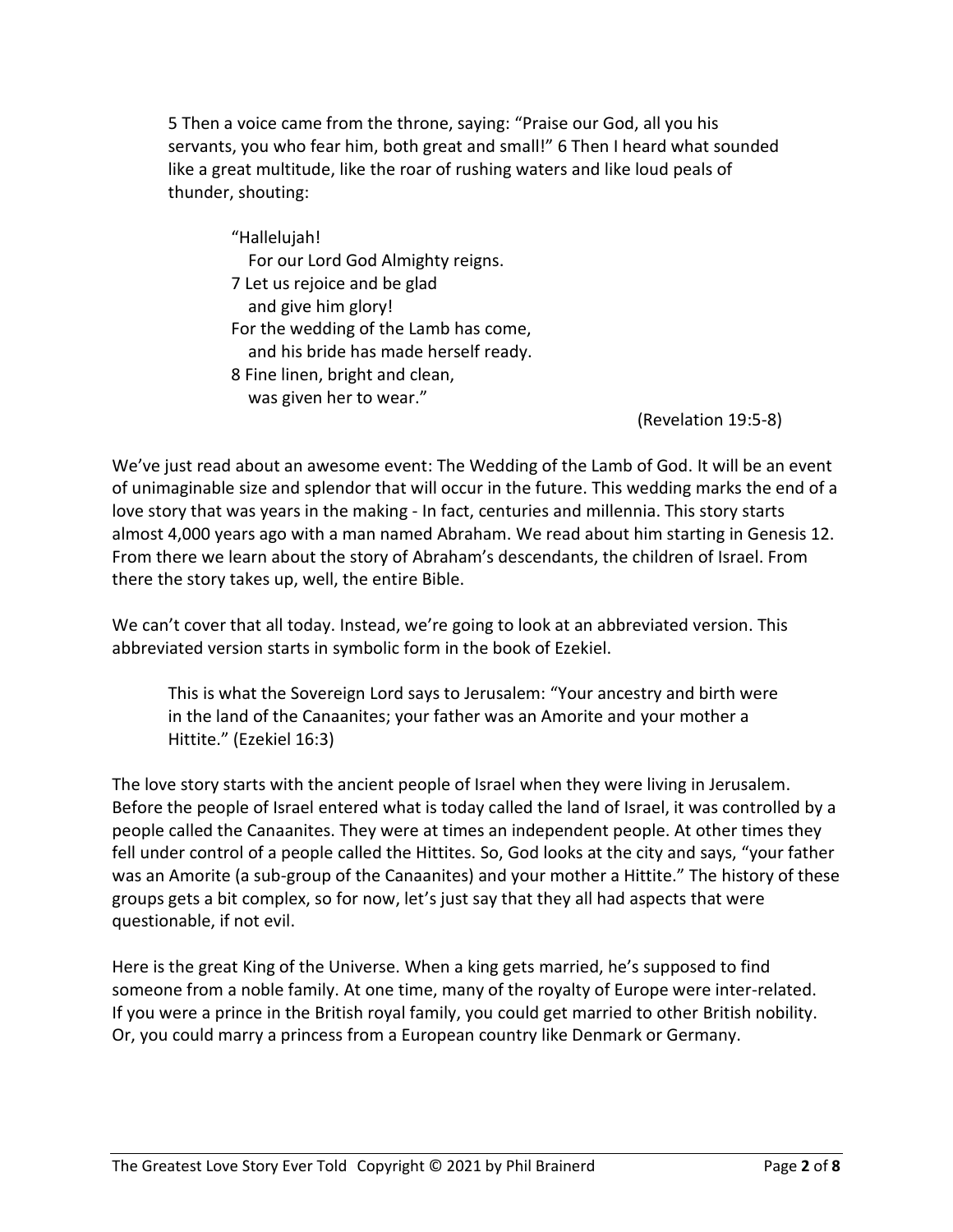> 5 Then a voice came from the throne, saying: "Praise our God, all you his servants, you who fear him, both great and small!" 6 Then I heard what sounded like a great multitude, like the roar of rushing waters and like loud peals of thunder, shouting:
>
> > "Hallelujah!
> > For our Lord God Almighty reigns.
> > 7 Let us rejoice and be glad
> > and give him glory!
> > For the wedding of the Lamb has come,
> > and his bride has made herself ready.
> > 8 Fine linen, bright and clean,
> > was given her to wear."
>
> (Revelation 19:5-8)

We've just read about an awesome event: The Wedding of the Lamb of God. It will be an event of unimaginable size and splendor that will occur in the future. This wedding marks the end of a love story that was years in the making - In fact, centuries and millennia. This story starts almost 4,000 years ago with a man named Abraham. We read about him starting in Genesis 12. From there we learn about the story of Abraham's descendants, the children of Israel. From there the story takes up, well, the entire Bible.

We can't cover that all today. Instead, we're going to look at an abbreviated version. This abbreviated version starts in symbolic form in the book of Ezekiel.

> This is what the Sovereign Lord says to Jerusalem: "Your ancestry and birth were in the land of the Canaanites; your father was an Amorite and your mother a Hittite." (Ezekiel 16:3)

The love story starts with the ancient people of Israel when they were living in Jerusalem. Before the people of Israel entered what is today called the land of Israel, it was controlled by a people called the Canaanites. They were at times an independent people. At other times they fell under control of a people called the Hittites. So, God looks at the city and says, "your father was an Amorite (a sub-group of the Canaanites) and your mother a Hittite." The history of these groups gets a bit complex, so for now, let's just say that they all had aspects that were questionable, if not evil.

Here is the great King of the Universe. When a king gets married, he's supposed to find someone from a noble family. At one time, many of the royalty of Europe were inter-related. If you were a prince in the British royal family, you could get married to other British nobility. Or, you could marry a princess from a European country like Denmark or Germany.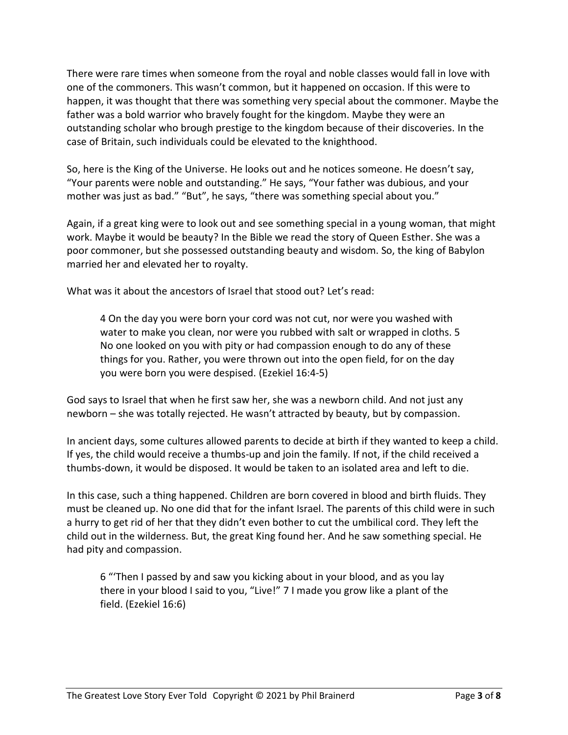There were rare times when someone from the royal and noble classes would fall in love with one of the commoners. This wasn't common, but it happened on occasion. If this were to happen, it was thought that there was something very special about the commoner. Maybe the father was a bold warrior who bravely fought for the kingdom. Maybe they were an outstanding scholar who brough prestige to the kingdom because of their discoveries. In the case of Britain, such individuals could be elevated to the knighthood.

So, here is the King of the Universe. He looks out and he notices someone. He doesn't say, "Your parents were noble and outstanding." He says, "Your father was dubious, and your mother was just as bad." "But", he says, "there was something special about you."

Again, if a great king were to look out and see something special in a young woman, that might work. Maybe it would be beauty? In the Bible we read the story of Queen Esther. She was a poor commoner, but she possessed outstanding beauty and wisdom. So, the king of Babylon married her and elevated her to royalty.

What was it about the ancestors of Israel that stood out? Let's read:

> 4 On the day you were born your cord was not cut, nor were you washed with water to make you clean, nor were you rubbed with salt or wrapped in cloths. 5 No one looked on you with pity or had compassion enough to do any of these things for you. Rather, you were thrown out into the open field, for on the day you were born you were despised. (Ezekiel 16:4-5)

God says to Israel that when he first saw her, she was a newborn child. And not just any newborn – she was totally rejected. He wasn't attracted by beauty, but by compassion.

In ancient days, some cultures allowed parents to decide at birth if they wanted to keep a child. If yes, the child would receive a thumbs-up and join the family. If not, if the child received a thumbs-down, it would be disposed. It would be taken to an isolated area and left to die.

In this case, such a thing happened. Children are born covered in blood and birth fluids. They must be cleaned up. No one did that for the infant Israel. The parents of this child were in such a hurry to get rid of her that they didn't even bother to cut the umbilical cord. They left the child out in the wilderness. But, the great King found her. And he saw something special. He had pity and compassion.

> 6 "'Then I passed by and saw you kicking about in your blood, and as you lay there in your blood I said to you, "Live!" 7 I made you grow like a plant of the field. (Ezekiel 16:6)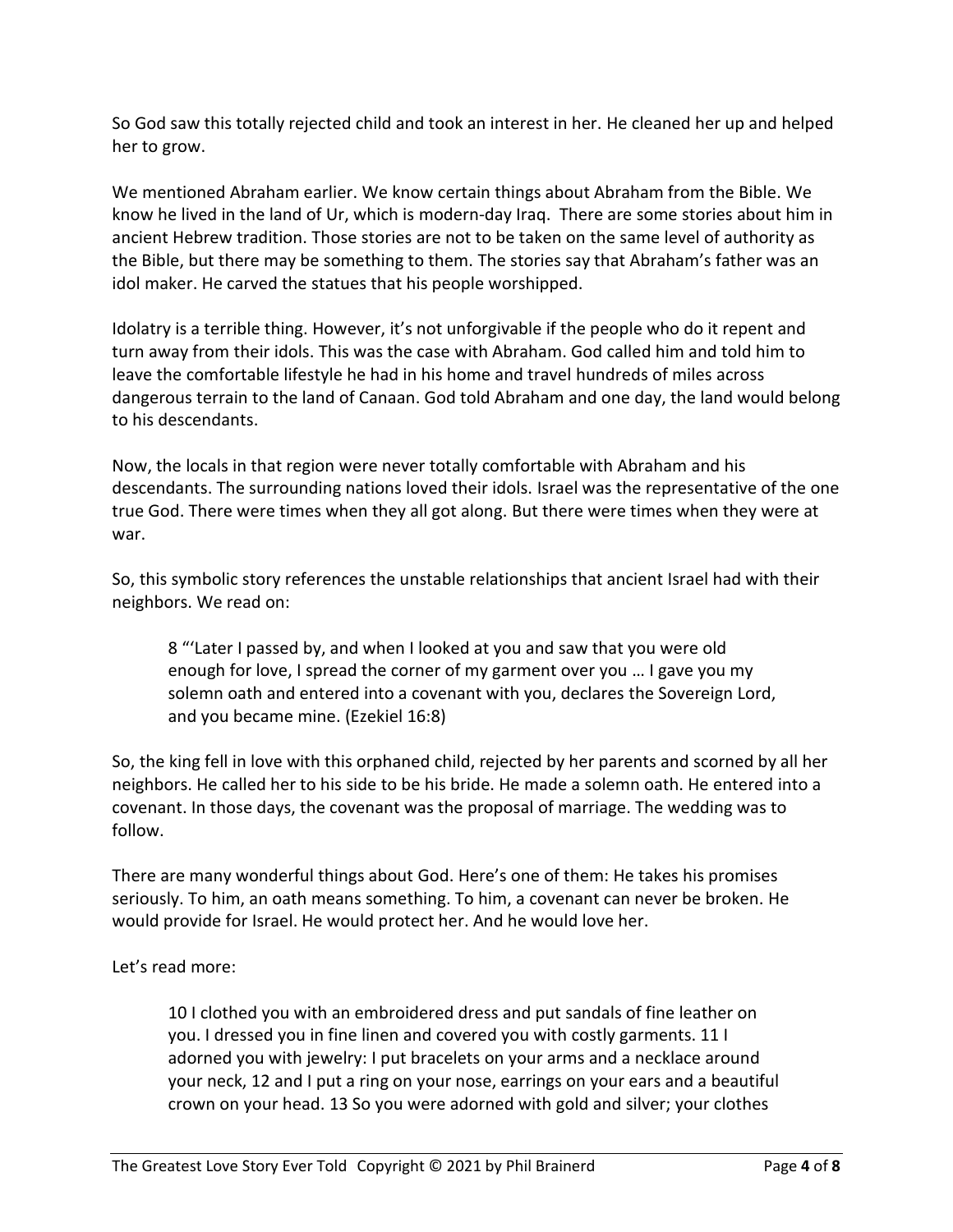So God saw this totally rejected child and took an interest in her. He cleaned her up and helped her to grow.

We mentioned Abraham earlier. We know certain things about Abraham from the Bible. We know he lived in the land of Ur, which is modern-day Iraq. There are some stories about him in ancient Hebrew tradition. Those stories are not to be taken on the same level of authority as the Bible, but there may be something to them. The stories say that Abraham's father was an idol maker. He carved the statues that his people worshipped.

Idolatry is a terrible thing. However, it's not unforgivable if the people who do it repent and turn away from their idols. This was the case with Abraham. God called him and told him to leave the comfortable lifestyle he had in his home and travel hundreds of miles across dangerous terrain to the land of Canaan. God told Abraham and one day, the land would belong to his descendants.

Now, the locals in that region were never totally comfortable with Abraham and his descendants. The surrounding nations loved their idols. Israel was the representative of the one true God. There were times when they all got along. But there were times when they were at war.

So, this symbolic story references the unstable relationships that ancient Israel had with their neighbors. We read on:

> 8 "'Later I passed by, and when I looked at you and saw that you were old enough for love, I spread the corner of my garment over you … I gave you my solemn oath and entered into a covenant with you, declares the Sovereign Lord, and you became mine. (Ezekiel 16:8)

So, the king fell in love with this orphaned child, rejected by her parents and scorned by all her neighbors. He called her to his side to be his bride. He made a solemn oath. He entered into a covenant. In those days, the covenant was the proposal of marriage. The wedding was to follow.

There are many wonderful things about God. Here's one of them: He takes his promises seriously. To him, an oath means something. To him, a covenant can never be broken. He would provide for Israel. He would protect her. And he would love her.

Let's read more:

> 10 I clothed you with an embroidered dress and put sandals of fine leather on you. I dressed you in fine linen and covered you with costly garments. 11 I adorned you with jewelry: I put bracelets on your arms and a necklace around your neck, 12 and I put a ring on your nose, earrings on your ears and a beautiful crown on your head. 13 So you were adorned with gold and silver; your clothes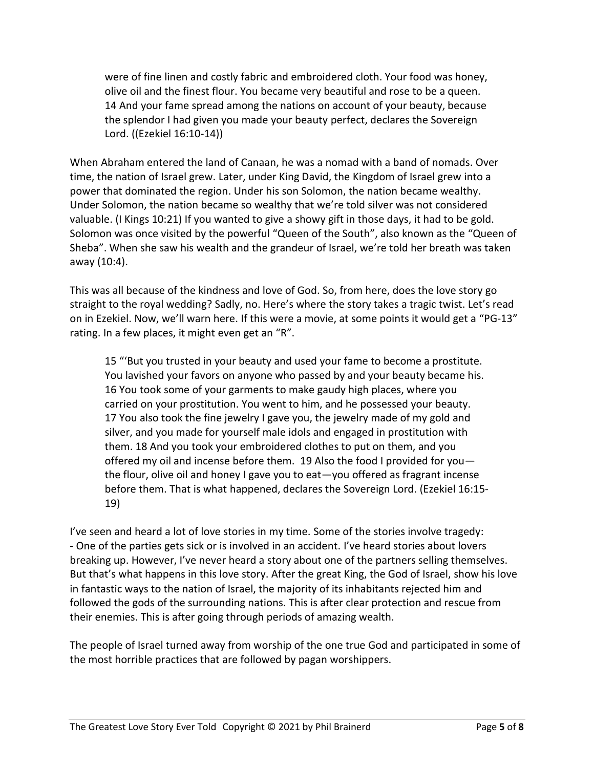> were of fine linen and costly fabric and embroidered cloth. Your food was honey, olive oil and the finest flour. You became very beautiful and rose to be a queen. 14 And your fame spread among the nations on account of your beauty, because the splendor I had given you made your beauty perfect, declares the Sovereign Lord. ((Ezekiel 16:10-14))

When Abraham entered the land of Canaan, he was a nomad with a band of nomads. Over time, the nation of Israel grew. Later, under King David, the Kingdom of Israel grew into a power that dominated the region. Under his son Solomon, the nation became wealthy. Under Solomon, the nation became so wealthy that we're told silver was not considered valuable. (I Kings 10:21) If you wanted to give a showy gift in those days, it had to be gold. Solomon was once visited by the powerful "Queen of the South", also known as the "Queen of Sheba". When she saw his wealth and the grandeur of Israel, we're told her breath was taken away (10:4).

This was all because of the kindness and love of God. So, from here, does the love story go straight to the royal wedding? Sadly, no. Here's where the story takes a tragic twist. Let's read on in Ezekiel. Now, we'll warn here. If this were a movie, at some points it would get a "PG-13" rating. In a few places, it might even get an "R".

> 15 "'But you trusted in your beauty and used your fame to become a prostitute. You lavished your favors on anyone who passed by and your beauty became his. 16 You took some of your garments to make gaudy high places, where you carried on your prostitution. You went to him, and he possessed your beauty. 17 You also took the fine jewelry I gave you, the jewelry made of my gold and silver, and you made for yourself male idols and engaged in prostitution with them. 18 And you took your embroidered clothes to put on them, and you offered my oil and incense before them. 19 Also the food I provided for you—the flour, olive oil and honey I gave you to eat—you offered as fragrant incense before them. That is what happened, declares the Sovereign Lord. (Ezekiel 16:15-19)

I've seen and heard a lot of love stories in my time. Some of the stories involve tragedy:
- One of the parties gets sick or is involved in an accident. I've heard stories about lovers breaking up. However, I've never heard a story about one of the partners selling themselves. But that's what happens in this love story. After the great King, the God of Israel, show his love in fantastic ways to the nation of Israel, the majority of its inhabitants rejected him and followed the gods of the surrounding nations. This is after clear protection and rescue from their enemies. This is after going through periods of amazing wealth.

The people of Israel turned away from worship of the one true God and participated in some of the most horrible practices that are followed by pagan worshippers.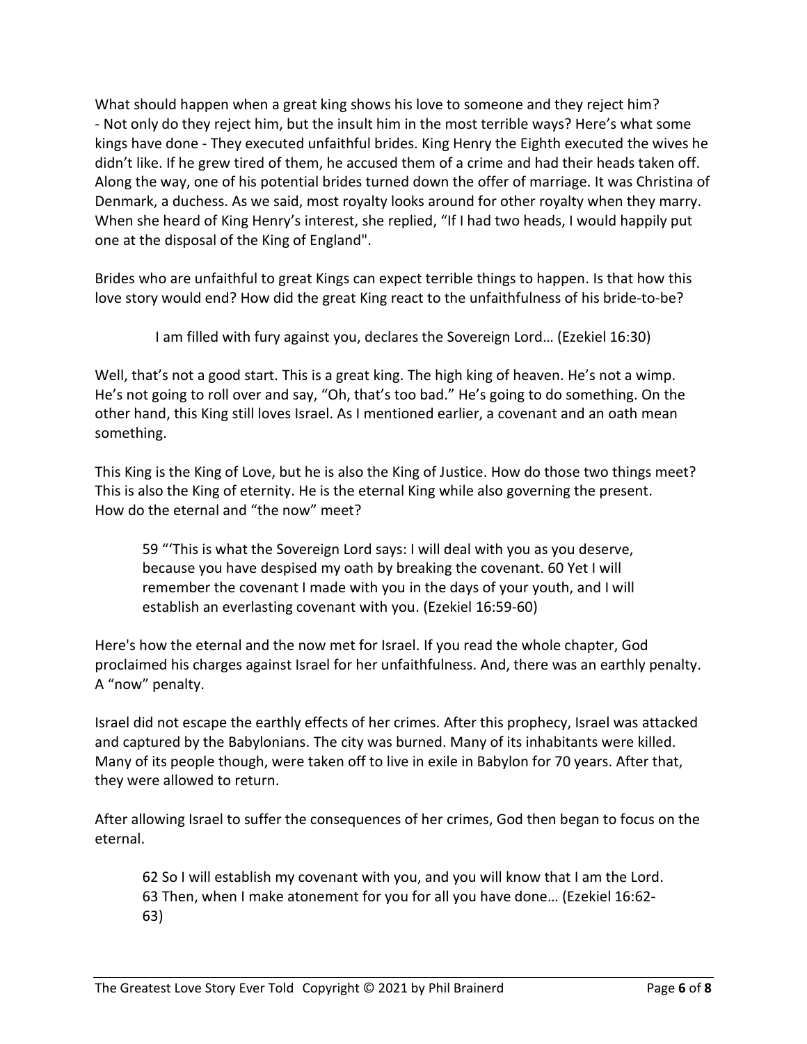What should happen when a great king shows his love to someone and they reject him?
- Not only do they reject him, but the insult him in the most terrible ways? Here's what some kings have done - They executed unfaithful brides. King Henry the Eighth executed the wives he didn't like. If he grew tired of them, he accused them of a crime and had their heads taken off. Along the way, one of his potential brides turned down the offer of marriage. It was Christina of Denmark, a duchess. As we said, most royalty looks around for other royalty when they marry. When she heard of King Henry's interest, she replied, "If I had two heads, I would happily put one at the disposal of the King of England".

Brides who are unfaithful to great Kings can expect terrible things to happen. Is that how this love story would end? How did the great King react to the unfaithfulness of his bride-to-be?

> I am filled with fury against you, declares the Sovereign Lord… (Ezekiel 16:30)

Well, that's not a good start. This is a great king. The high king of heaven. He's not a wimp. He's not going to roll over and say, "Oh, that's too bad." He's going to do something. On the other hand, this King still loves Israel. As I mentioned earlier, a covenant and an oath mean something.

This King is the King of Love, but he is also the King of Justice. How do those two things meet? This is also the King of eternity. He is the eternal King while also governing the present. How do the eternal and "the now" meet?

> 59 "'This is what the Sovereign Lord says: I will deal with you as you deserve, because you have despised my oath by breaking the covenant. 60 Yet I will remember the covenant I made with you in the days of your youth, and I will establish an everlasting covenant with you. (Ezekiel 16:59-60)

Here's how the eternal and the now met for Israel. If you read the whole chapter, God proclaimed his charges against Israel for her unfaithfulness. And, there was an earthly penalty. A "now" penalty.

Israel did not escape the earthly effects of her crimes. After this prophecy, Israel was attacked and captured by the Babylonians. The city was burned. Many of its inhabitants were killed. Many of its people though, were taken off to live in exile in Babylon for 70 years. After that, they were allowed to return.

After allowing Israel to suffer the consequences of her crimes, God then began to focus on the eternal.

> 62 So I will establish my covenant with you, and you will know that I am the Lord. 63 Then, when I make atonement for you for all you have done… (Ezekiel 16:62-63)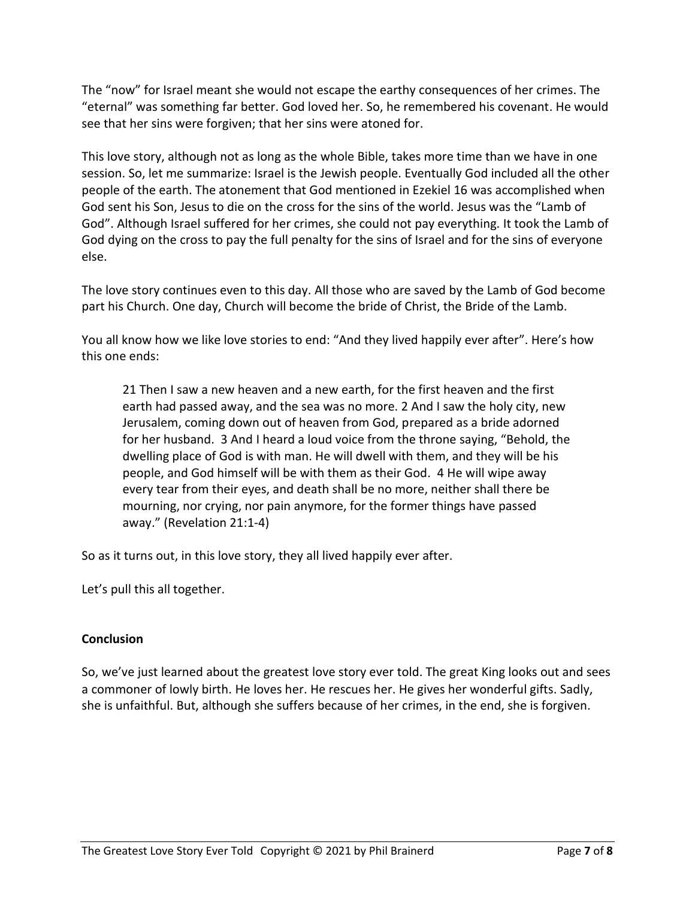The "now" for Israel meant she would not escape the earthy consequences of her crimes. The "eternal" was something far better. God loved her. So, he remembered his covenant. He would see that her sins were forgiven; that her sins were atoned for.

This love story, although not as long as the whole Bible, takes more time than we have in one session. So, let me summarize: Israel is the Jewish people. Eventually God included all the other people of the earth. The atonement that God mentioned in Ezekiel 16 was accomplished when God sent his Son, Jesus to die on the cross for the sins of the world. Jesus was the "Lamb of God". Although Israel suffered for her crimes, she could not pay everything. It took the Lamb of God dying on the cross to pay the full penalty for the sins of Israel and for the sins of everyone else.

The love story continues even to this day. All those who are saved by the Lamb of God become part his Church. One day, Church will become the bride of Christ, the Bride of the Lamb.

You all know how we like love stories to end: "And they lived happily ever after". Here's how this one ends:

> 21 Then I saw a new heaven and a new earth, for the first heaven and the first earth had passed away, and the sea was no more. 2 And I saw the holy city, new Jerusalem, coming down out of heaven from God, prepared as a bride adorned for her husband. 3 And I heard a loud voice from the throne saying, "Behold, the dwelling place of God is with man. He will dwell with them, and they will be his people, and God himself will be with them as their God. 4 He will wipe away every tear from their eyes, and death shall be no more, neither shall there be mourning, nor crying, nor pain anymore, for the former things have passed away." (Revelation 21:1-4)

So as it turns out, in this love story, they all lived happily ever after.

Let's pull this all together.

**Conclusion**

So, we've just learned about the greatest love story ever told. The great King looks out and sees a commoner of lowly birth. He loves her. He rescues her. He gives her wonderful gifts. Sadly, she is unfaithful. But, although she suffers because of her crimes, in the end, she is forgiven.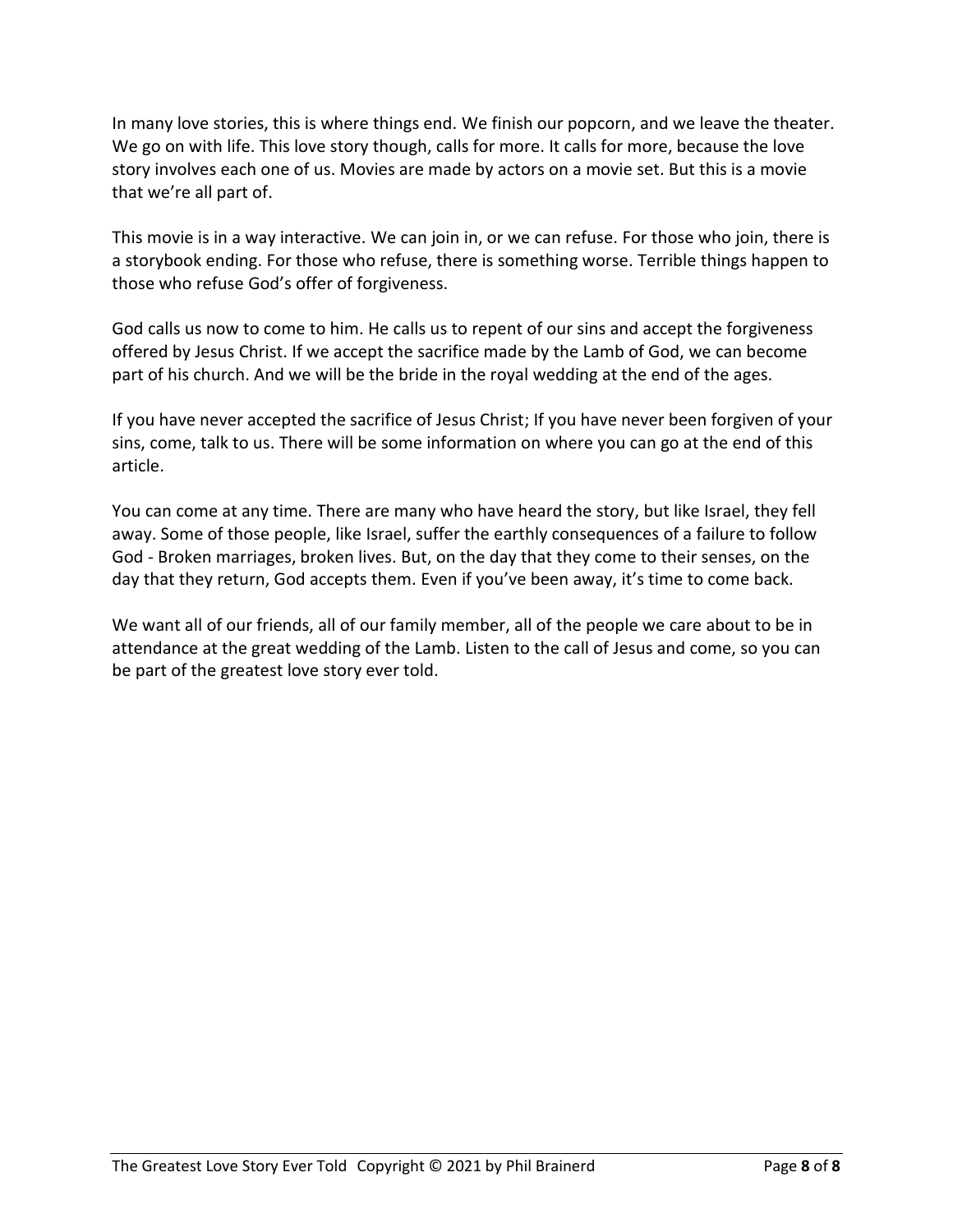In many love stories, this is where things end. We finish our popcorn, and we leave the theater. We go on with life. This love story though, calls for more. It calls for more, because the love story involves each one of us. Movies are made by actors on a movie set. But this is a movie that we're all part of.

This movie is in a way interactive. We can join in, or we can refuse. For those who join, there is a storybook ending. For those who refuse, there is something worse. Terrible things happen to those who refuse God's offer of forgiveness.

God calls us now to come to him. He calls us to repent of our sins and accept the forgiveness offered by Jesus Christ. If we accept the sacrifice made by the Lamb of God, we can become part of his church. And we will be the bride in the royal wedding at the end of the ages.

If you have never accepted the sacrifice of Jesus Christ; If you have never been forgiven of your sins, come, talk to us. There will be some information on where you can go at the end of this article.

You can come at any time. There are many who have heard the story, but like Israel, they fell away. Some of those people, like Israel, suffer the earthly consequences of a failure to follow God - Broken marriages, broken lives. But, on the day that they come to their senses, on the day that they return, God accepts them. Even if you've been away, it's time to come back.

We want all of our friends, all of our family member, all of the people we care about to be in attendance at the great wedding of the Lamb. Listen to the call of Jesus and come, so you can be part of the greatest love story ever told.